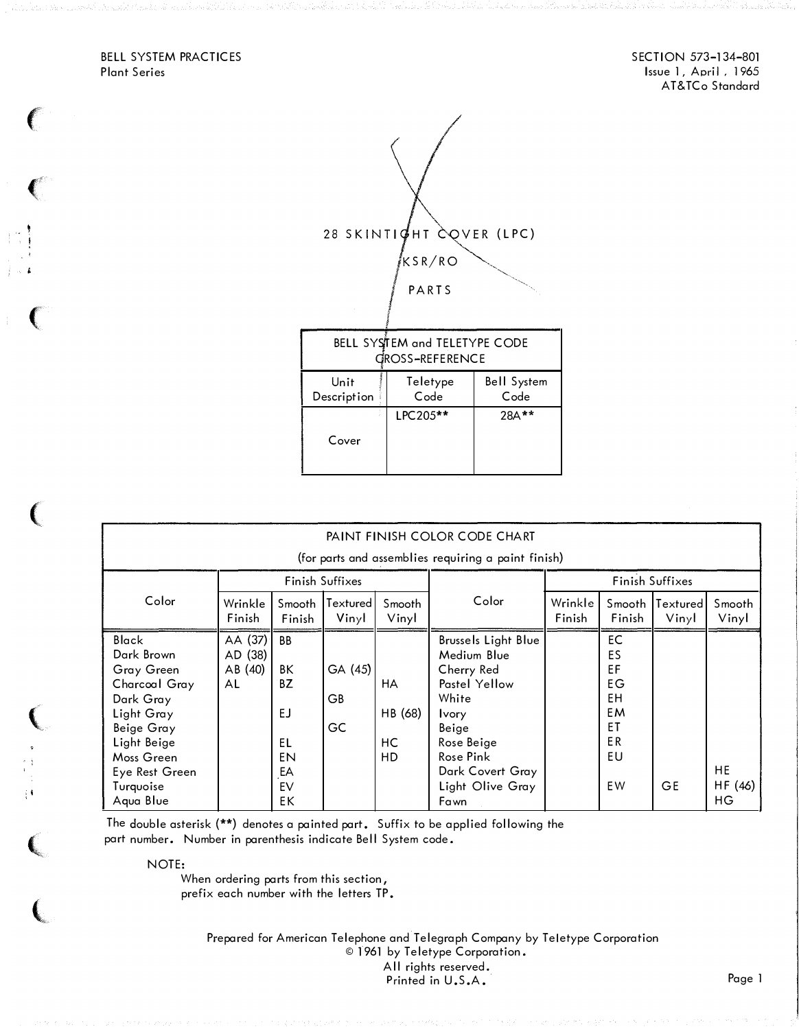BELL SYSTEM PRACTICES
Plant Series

SECTION 573-134-801
Issue 1, April, 1965
AT&TCo Standard

# 28 SKINTIGHT COVER (LPC)

## KSR/RO

## PARTS

| BELL SYSTEM and TELETYPE CODE CROSS-REFERENCE | | |
|---|---|---|
| Unit Description | Teletype Code | Bell System Code |
| Cover | LPC205** | 28A** |

| PAINT FINISH COLOR CODE CHART (for parts and assemblies requiring a paint finish) | | | | | | | | | |
|---|---|---|---|---|---|---|---|---|---|
| Color | Finish Suffixes | | | | Color | Finish Suffixes | | | |
| | Wrinkle Finish | Smooth Finish | Textured Vinyl | Smooth Vinyl | | Wrinkle Finish | Smooth Finish | Textured Vinyl | Smooth Vinyl |
| Black | AA (37) | BB | | | Brussels Light Blue | | EC | | |
| Dark Brown | AD (38) | | | | Medium Blue | | ES | | |
| Gray Green | AB (40) | BK | GA (45) | | Cherry Red | | EF | | |
| Charcoal Gray | AL | BZ | | HA | Pastel Yellow | | EG | | |
| Dark Gray | | | GB | | White | | EH | | |
| Light Gray | | EJ | | HB (68) | Ivory | | EM | | |
| Beige Gray | | | GC | | Beige | | ET | | |
| Light Beige | | EL | | HC | Rose Beige | | ER | | |
| Moss Green | | EN | | HD | Rose Pink | | EU | | |
| Eye Rest Green | | EA | | | Dark Covert Gray | | | | HE |
| Turquoise | | EV | | | Light Olive Gray | | EW | GE | HF (46) |
| Aqua Blue | | EK | | | Fawn | | | | HG |

The double asterisk (**) denotes a painted part. Suffix to be applied following the part number. Number in parenthesis indicate Bell System code.

NOTE:
When ordering parts from this section, prefix each number with the letters TP.

Prepared for American Telephone and Telegraph Company by Teletype Corporation
© 1961 by Teletype Corporation.
All rights reserved.
Printed in U.S.A.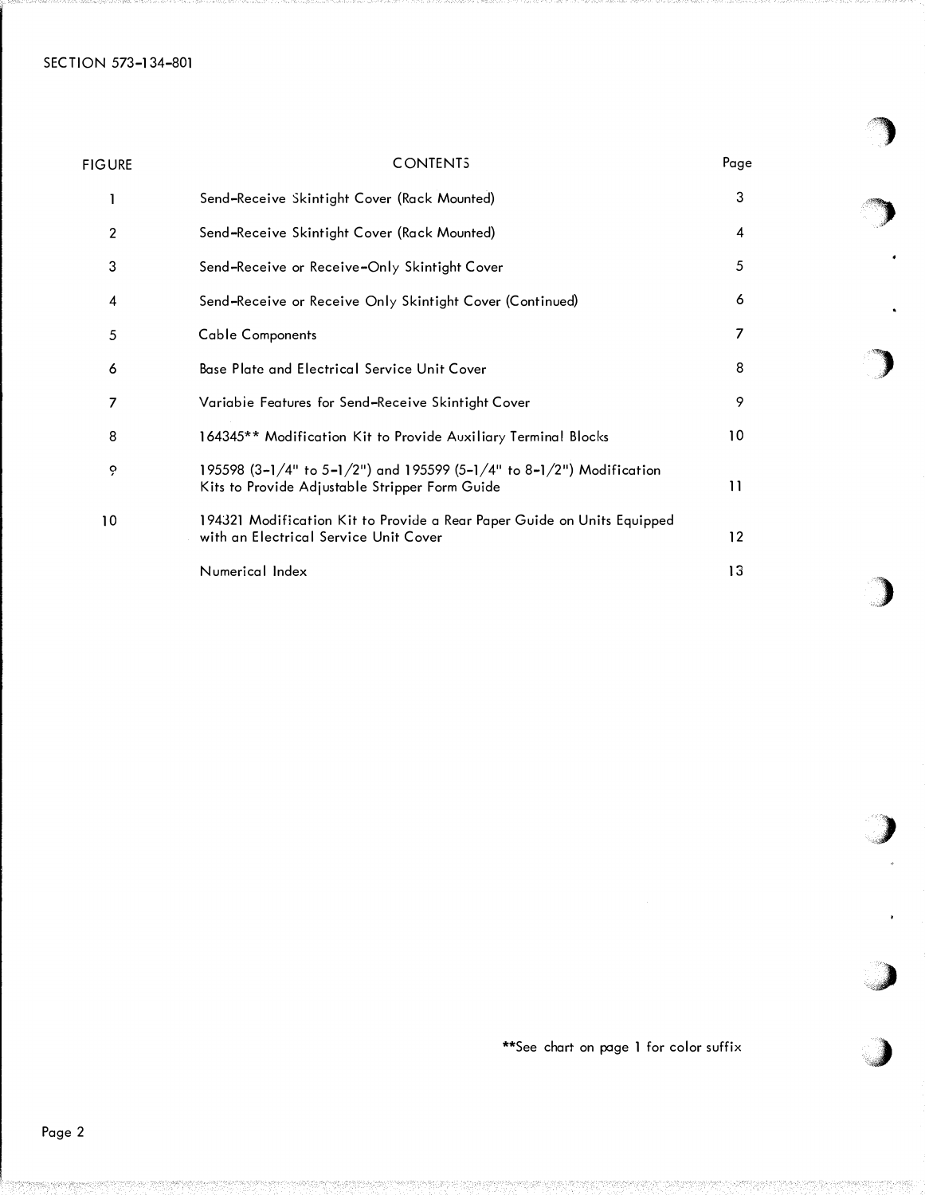| FIGURE | CONTENTS | Page |
|---|---|---|
| 1 | Send-Receive Skintight Cover (Rack Mounted) | 3 |
| 2 | Send-Receive Skintight Cover (Rack Mounted) | 4 |
| 3 | Send-Receive or Receive-Only Skintight Cover | 5 |
| 4 | Send-Receive or Receive Only Skintight Cover (Continued) | 6 |
| 5 | Cable Components | 7 |
| 6 | Base Plate and Electrical Service Unit Cover | 8 |
| 7 | Variable Features for Send-Receive Skintight Cover | 9 |
| 8 | 164345** Modification Kit to Provide Auxiliary Terminal Blocks | 10 |
| 9 | 195598 (3-1/4" to 5-1/2") and 195599 (5-1/4" to 8-1/2") Modification Kits to Provide Adjustable Stripper Form Guide | 11 |
| 10 | 194321 Modification Kit to Provide a Rear Paper Guide on Units Equipped with an Electrical Service Unit Cover | 12 |
| | Numerical Index | 13 |

**See chart on page 1 for color suffix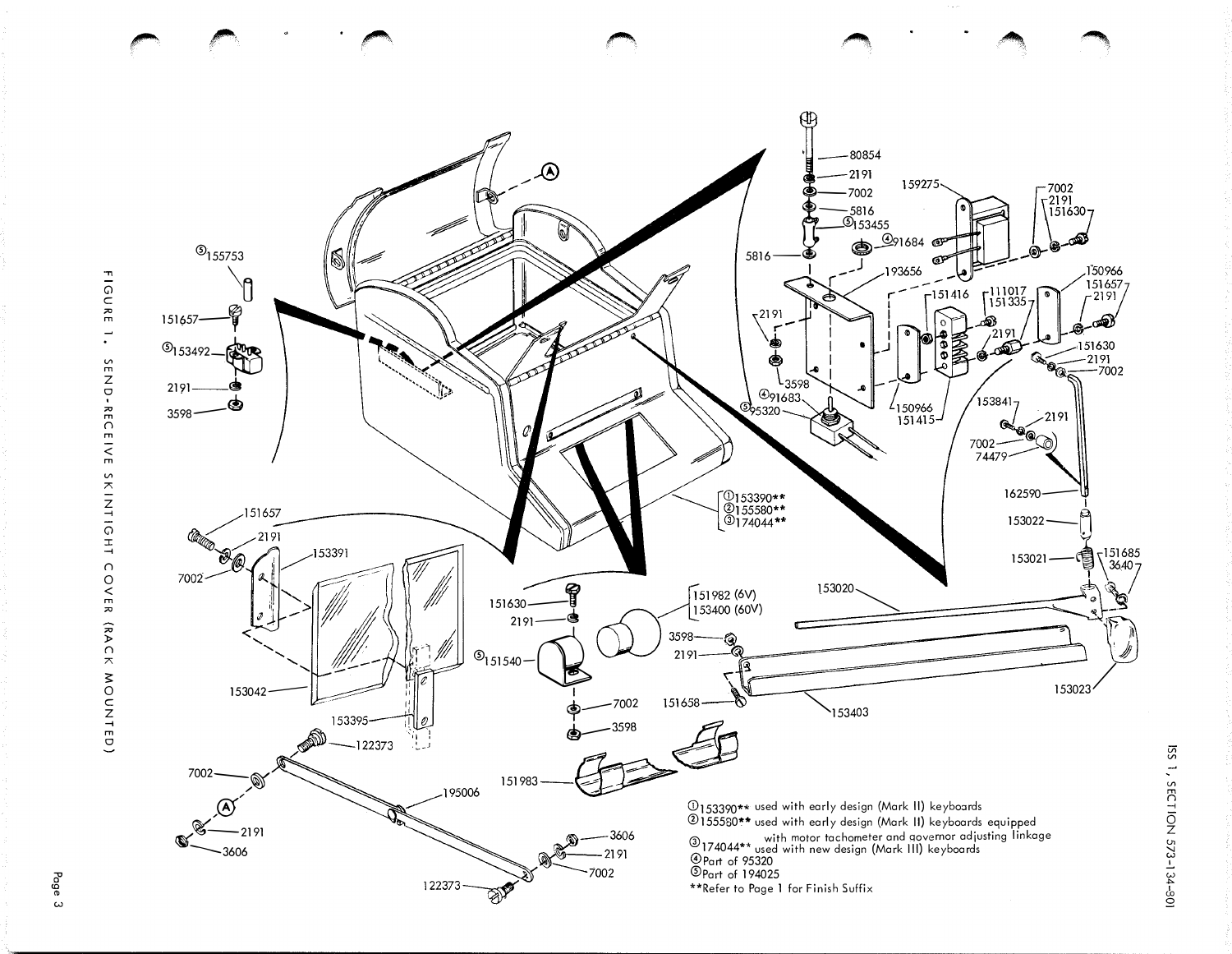FIGURE 1. SEND-RECEIVE SKINTIGHT COVER (RACK MOUNTED)

①153390** used with early design (Mark II) keyboards
②155580** used with early design (Mark II) keyboards equipped with motor tachometer and governor adjusting linkage
③174044** used with new design (Mark III) keyboards
④Part of 95320
⑤Part of 194025
**Refer to Page 1 for Finish Suffix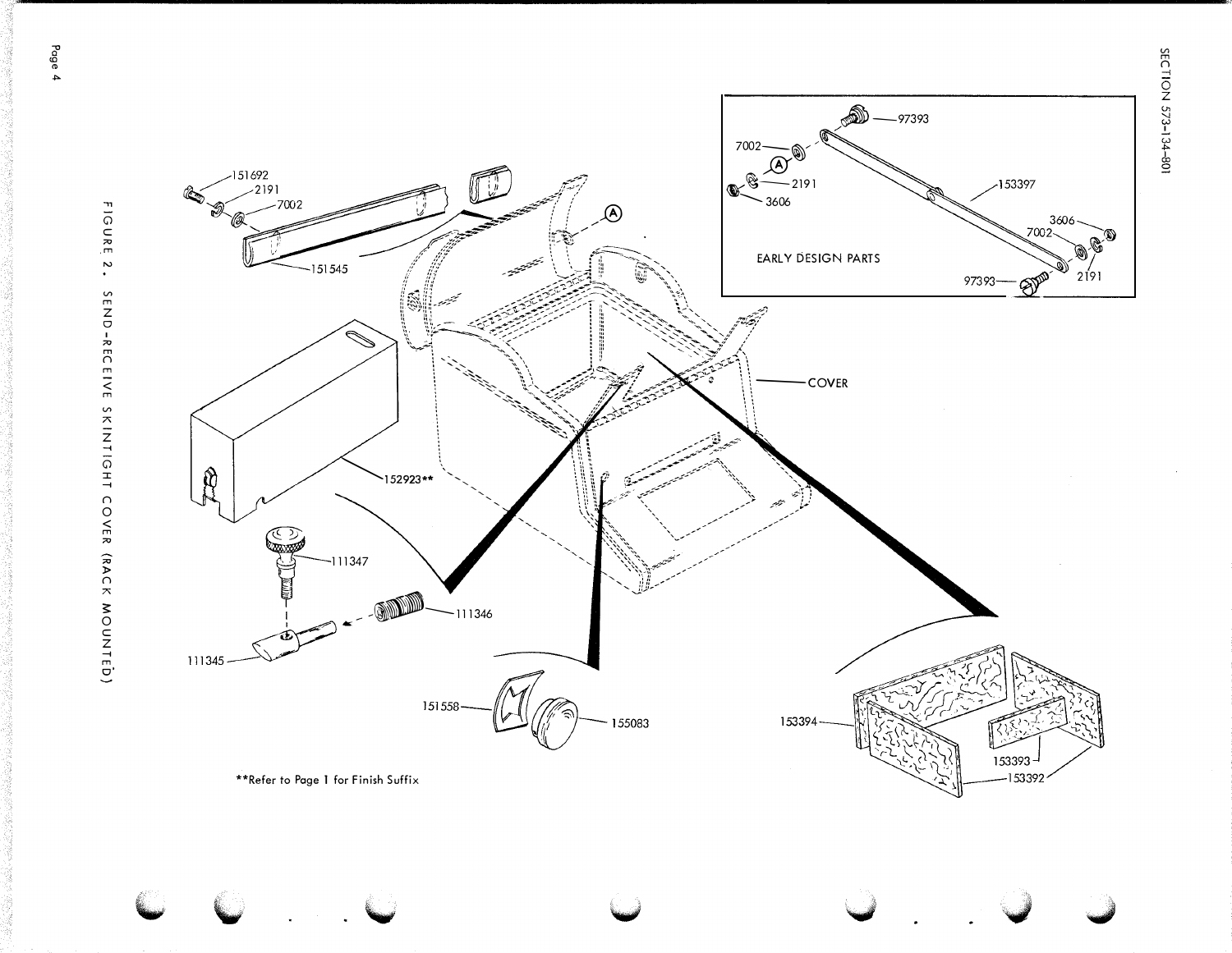EARLY DESIGN PARTS

97393
7002
A
2191
3606
153397
3606
7002
2191
97393

151692
2191
7002
151545
A
COVER
152923**
111347
111346
111345
151558
155083
153394
153393
153392

**Refer to Page 1 for Finish Suffix

FIGURE 2. SEND-RECEIVE SKINTIGHT COVER (RACK MOUNTED)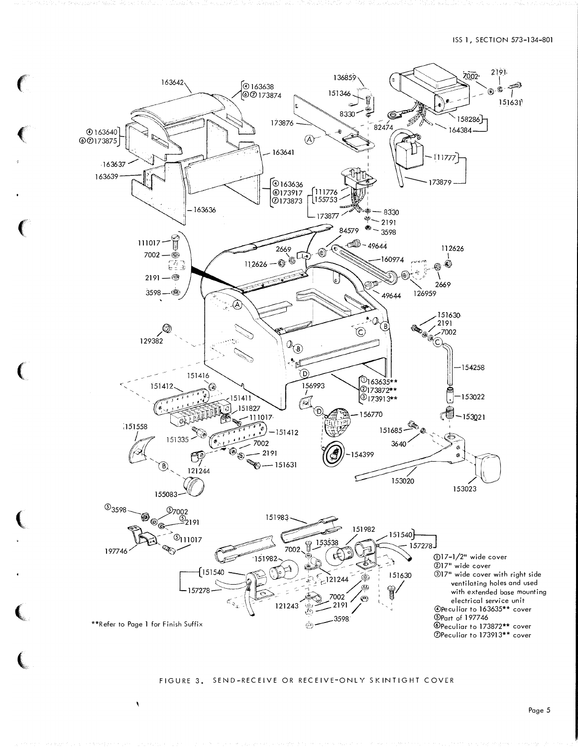①17-1/2" wide cover
②17" wide cover
③17" wide cover with right side ventilating holes and used with extended base mounting electrical service unit
④Peculiar to 163635** cover
⑤Part of 197746
⑥Peculiar to 173872** cover
⑦Peculiar to 173913** cover

**Refer to Page 1 for Finish Suffix

FIGURE 3. SEND-RECEIVE OR RECEIVE-ONLY SKINTIGHT COVER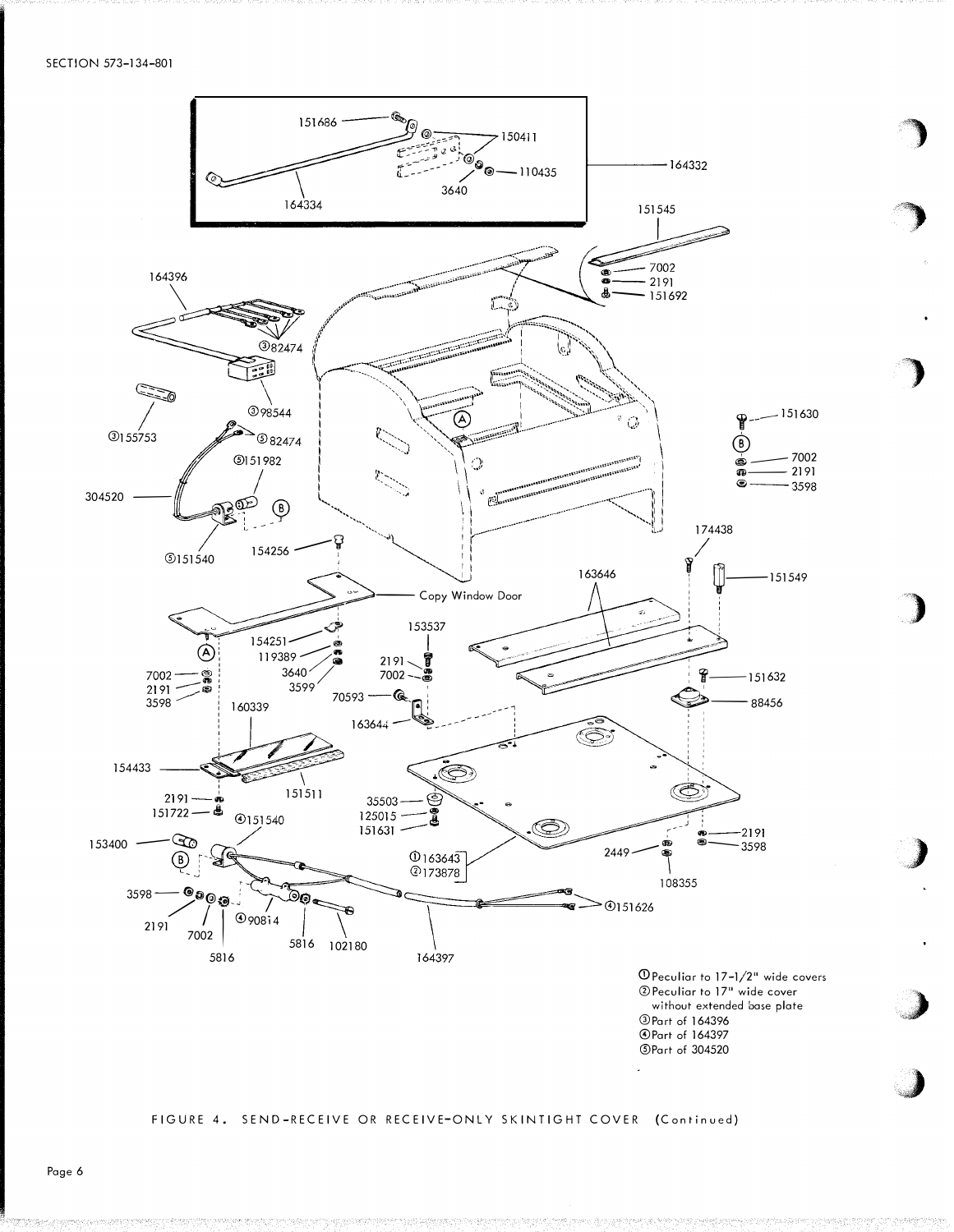①Peculiar to 17-1/2" wide covers
②Peculiar to 17" wide cover without extended base plate
③Part of 164396
④Part of 164397
⑤Part of 304520

FIGURE 4. SEND-RECEIVE OR RECEIVE-ONLY SKINTIGHT COVER (Continued)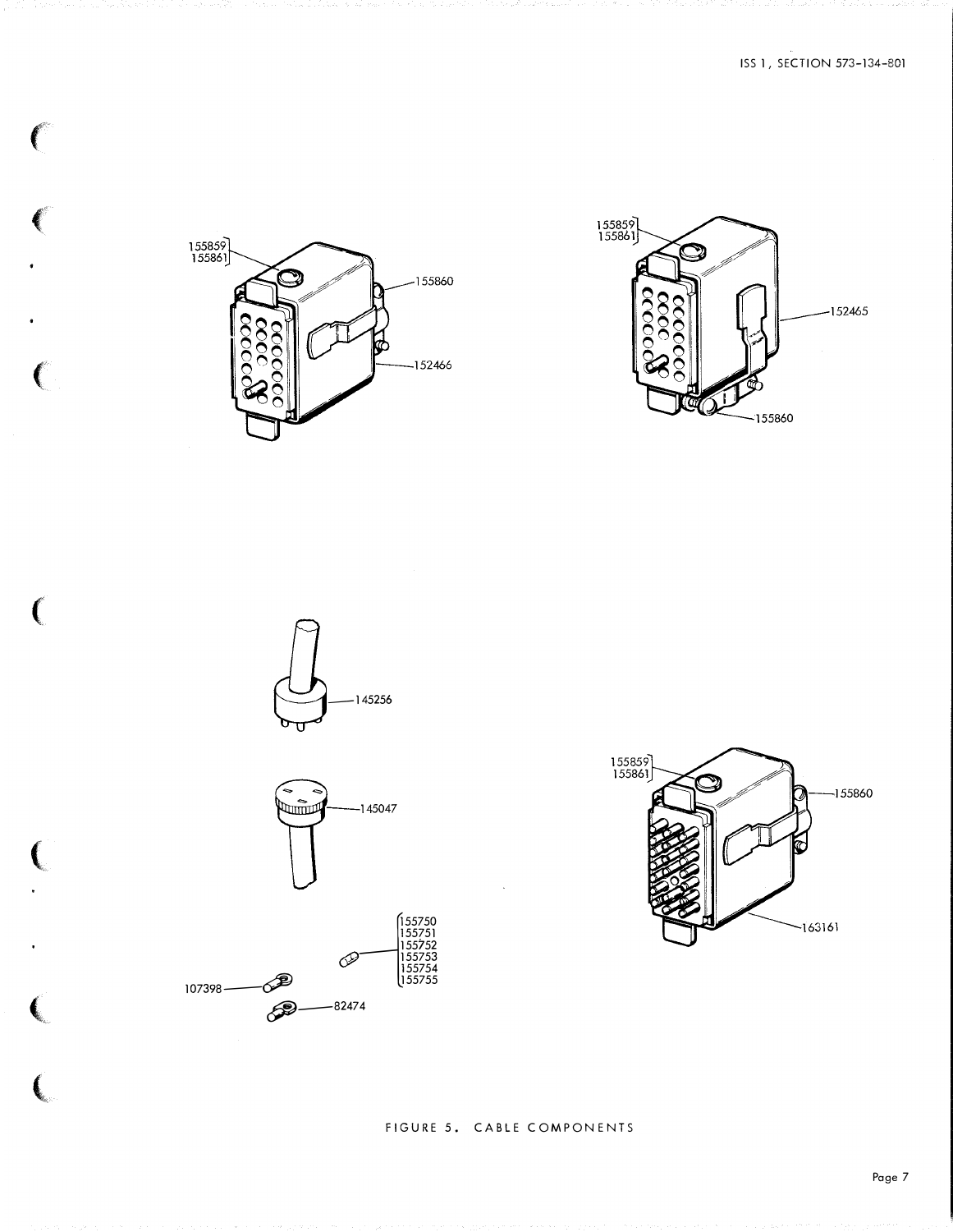155859
155861

155860

152466

155859
155861

152465

155860

145256

145047

155859
155861

155860

163161

155750
155751
155752
155753
155754
155755

107398

82474

FIGURE 5. CABLE COMPONENTS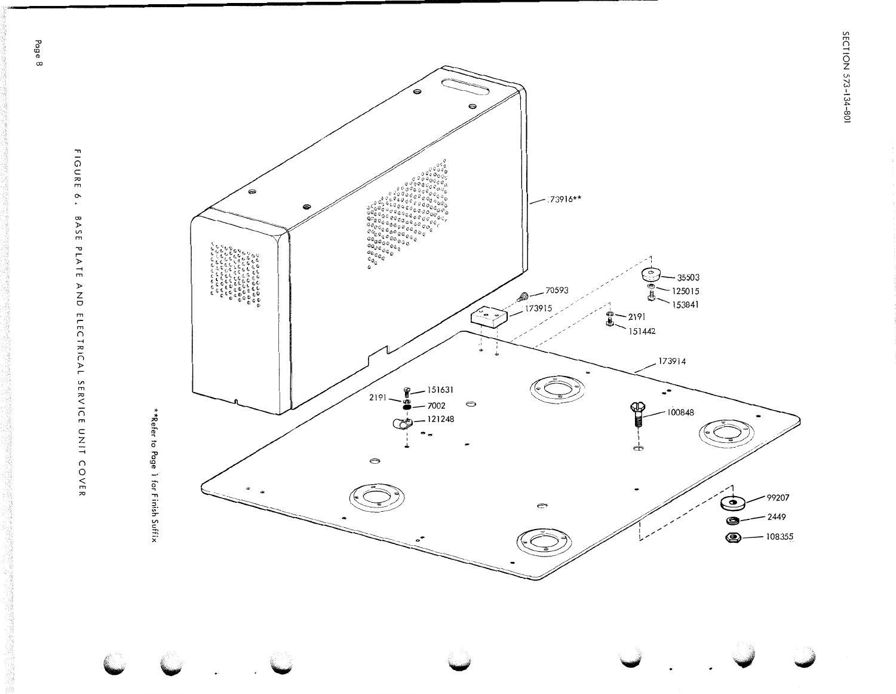173916**

70593

173915

35503

125015

153841

2191

151442

173914

151631

2191

7002

121248

100848

99207

2449

108355

**Refer to Page 1 for Finish Suffix

FIGURE 6. BASE PLATE AND ELECTRICAL SERVICE UNIT COVER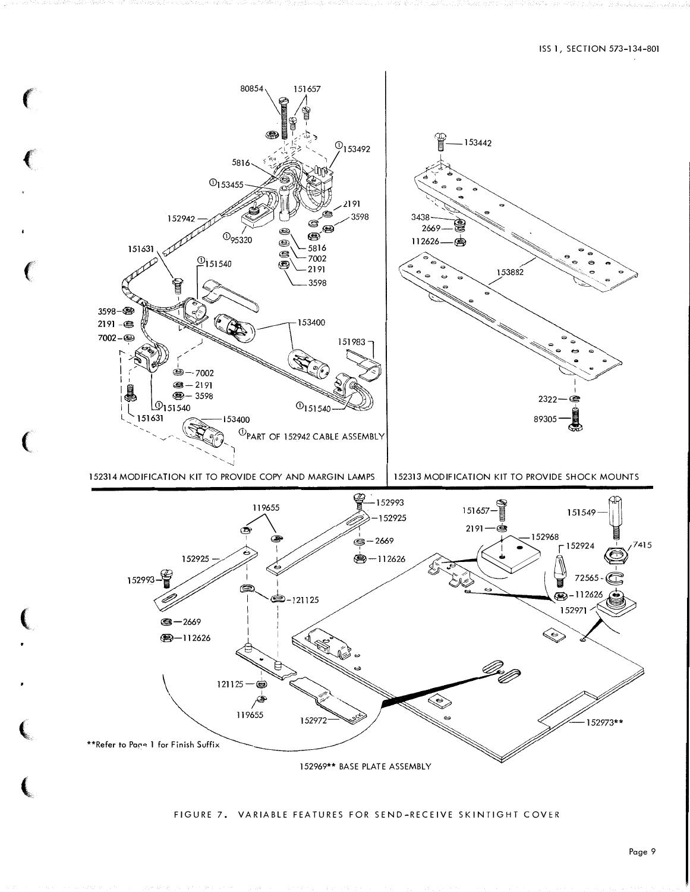80854 151657

①153492

5816

①153455

2191

3598

152942

①95320

5816

7002

2191

3598

151631

①151540

3598

2191

7002

153400

151983

7002

2191

3598

①151540

①151540

151631

153400

①PART OF 152942 CABLE ASSEMBLY

152314 MODIFICATION KIT TO PROVIDE COPY AND MARGIN LAMPS

153442

3438

2669

112626

153882

2322

89305

152313 MODIFICATION KIT TO PROVIDE SHOCK MOUNTS

119655

152993

152925

152925

152993

2669

112626

121125

2669

112626

121125

119655

152972

151657

2191

152968

152924

151549

7415

72565

112626

152971

152973**

**Refer to Page 1 for Finish Suffix

152969** BASE PLATE ASSEMBLY

FIGURE 7. VARIABLE FEATURES FOR SEND-RECEIVE SKINTIGHT COVER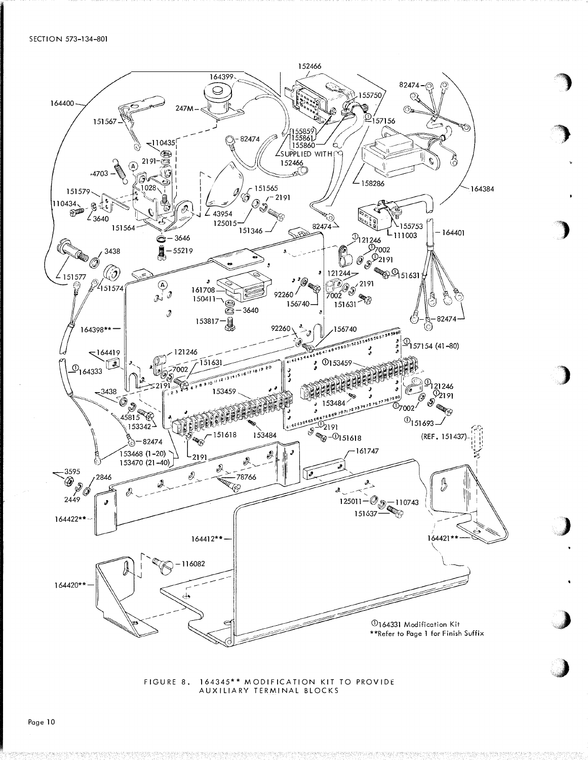①164331 Modification Kit
**Refer to Page 1 for Finish Suffix

FIGURE 8. 164345** MODIFICATION KIT TO PROVIDE AUXILIARY TERMINAL BLOCKS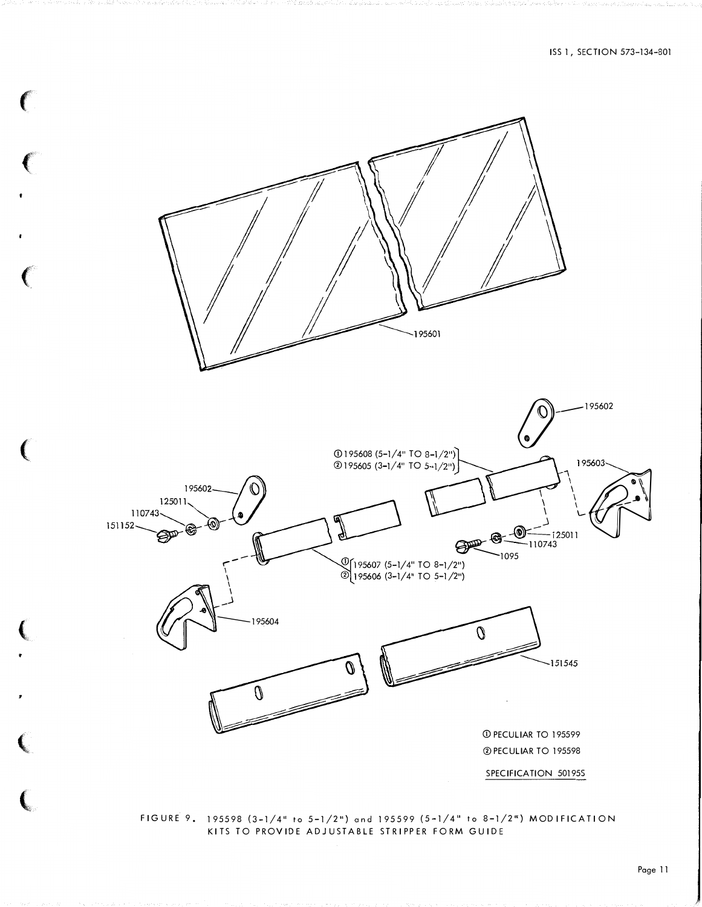195601

195602

①195608 (5-1/4" TO 8-1/2")
②195605 (3-1/4" TO 5-1/2")

195603

195602

125011

110743

151152

125011

110743

1095

①195607 (5-1/4" TO 8-1/2")
②195606 (3-1/4" TO 5-1/2")

195604

151545

① PECULIAR TO 195599

② PECULIAR TO 195598

SPECIFICATION 50195S

FIGURE 9. 195598 (3-1/4" to 5-1/2") and 195599 (5-1/4" to 8-1/2") MODIFICATION KITS TO PROVIDE ADJUSTABLE STRIPPER FORM GUIDE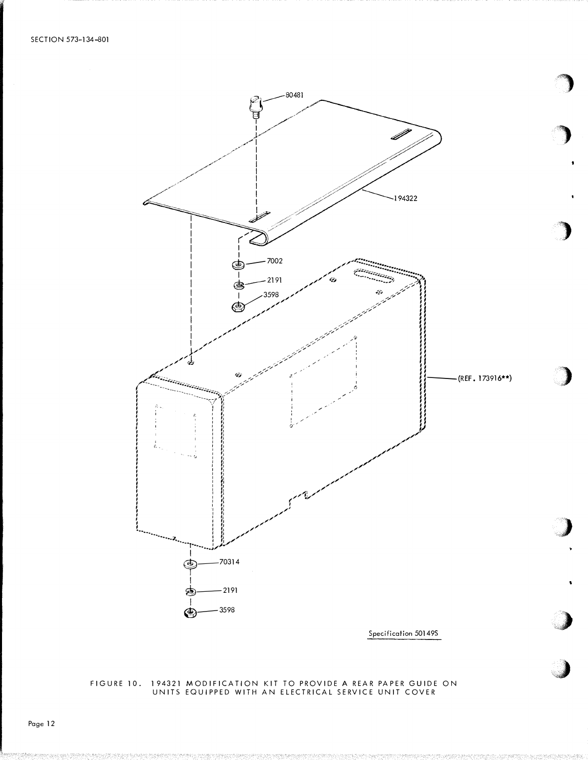80481

194322

7002

2191

3598

(REF. 173916**)

70314

2191

3598

Specification 50149S

FIGURE 10. 194321 MODIFICATION KIT TO PROVIDE A REAR PAPER GUIDE ON UNITS EQUIPPED WITH AN ELECTRICAL SERVICE UNIT COVER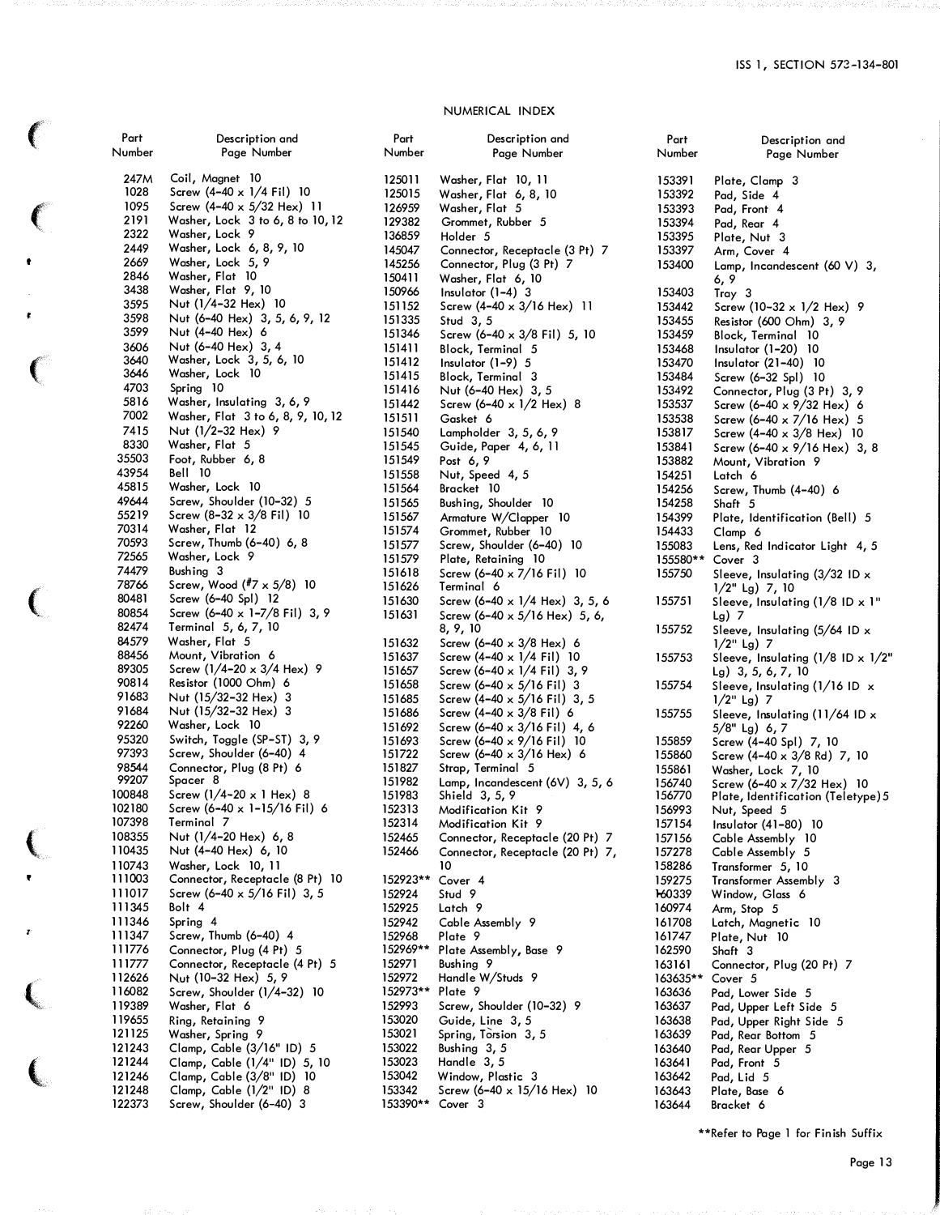## NUMERICAL INDEX

| Part Number | Description and Page Number |
|---|---|
| 247M | Coil, Magnet 10 |
| 1028 | Screw (4-40 x 1/4 Fil) 10 |
| 1095 | Screw (4-40 x 5/32 Hex) 11 |
| 2191 | Washer, Lock 3 to 6, 8 to 10, 12 |
| 2322 | Washer, Lock 9 |
| 2449 | Washer, Lock 6, 8, 9, 10 |
| 2669 | Washer, Lock 5, 9 |
| 2846 | Washer, Flat 10 |
| 3438 | Washer, Flat 9, 10 |
| 3595 | Nut (1/4-32 Hex) 10 |
| 3598 | Nut (6-40 Hex) 3, 5, 6, 9, 12 |
| 3599 | Nut (4-40 Hex) 6 |
| 3606 | Nut (6-40 Hex) 3, 4 |
| 3640 | Washer, Lock 3, 5, 6, 10 |
| 3646 | Washer, Lock 10 |
| 4703 | Spring 10 |
| 5816 | Washer, Insulating 3, 6, 9 |
| 7002 | Washer, Flat 3 to 6, 8, 9, 10, 12 |
| 7415 | Nut (1/2-32 Hex) 9 |
| 8330 | Washer, Flat 5 |
| 35503 | Foot, Rubber 6, 8 |
| 43954 | Bell 10 |
| 45815 | Washer, Lock 10 |
| 49644 | Screw, Shoulder (10-32) 5 |
| 55219 | Screw (8-32 x 3/8 Fil) 10 |
| 70314 | Washer, Flat 12 |
| 70593 | Screw, Thumb (6-40) 6, 8 |
| 72565 | Washer, Lock 9 |
| 74479 | Bushing 3 |
| 78766 | Screw, Wood (#7 x 5/8) 10 |
| 80481 | Screw (6-40 Spl) 12 |
| 80854 | Screw (6-40 x 1-7/8 Fil) 3, 9 |
| 82474 | Terminal 5, 6, 7, 10 |
| 84579 | Washer, Flat 5 |
| 88456 | Mount, Vibration 6 |
| 89305 | Screw (1/4-20 x 3/4 Hex) 9 |
| 90814 | Resistor (1000 Ohm) 6 |
| 91683 | Nut (15/32-32 Hex) 3 |
| 91684 | Nut (15/32-32 Hex) 3 |
| 92260 | Washer, Lock 10 |
| 95320 | Switch, Toggle (SP-ST) 3, 9 |
| 97393 | Screw, Shoulder (6-40) 4 |
| 98544 | Connector, Plug (8 Pt) 6 |
| 99207 | Spacer 8 |
| 100848 | Screw (1/4-20 x 1 Hex) 8 |
| 102180 | Screw (6-40 x 1-15/16 Fil) 6 |
| 107398 | Terminal 7 |
| 108355 | Nut (1/4-20 Hex) 6, 8 |
| 110435 | Nut (4-40 Hex) 6, 10 |
| 110743 | Washer, Lock 10, 11 |
| 111003 | Connector, Receptacle (8 Pt) 10 |
| 111017 | Screw (6-40 x 5/16 Fil) 3, 5 |
| 111345 | Bolt 4 |
| 111346 | Spring 4 |
| 111347 | Screw, Thumb (6-40) 4 |
| 111776 | Connector, Plug (4 Pt) 5 |
| 111777 | Connector, Receptacle (4 Pt) 5 |
| 112626 | Nut (10-32 Hex) 5, 9 |
| 116082 | Screw, Shoulder (1/4-32) 10 |
| 119389 | Washer, Flat 6 |
| 119655 | Ring, Retaining 9 |
| 121125 | Washer, Spring 9 |
| 121243 | Clamp, Cable (3/16" ID) 5 |
| 121244 | Clamp, Cable (1/4" ID) 5, 10 |
| 121246 | Clamp, Cable (3/8" ID) 10 |
| 121248 | Clamp, Cable (1/2" ID) 8 |
| 122373 | Screw, Shoulder (6-40) 3 |
| 125011 | Washer, Flat 10, 11 |
| 125015 | Washer, Flat 6, 8, 10 |
| 126959 | Washer, Flat 5 |
| 129382 | Grommet, Rubber 5 |
| 136859 | Holder 5 |
| 145047 | Connector, Receptacle (3 Pt) 7 |
| 145256 | Connector, Plug (3 Pt) 7 |
| 150411 | Washer, Flat 6, 10 |
| 150966 | Insulator (1-4) 3 |
| 151152 | Screw (4-40 x 3/16 Hex) 11 |
| 151335 | Stud 3, 5 |
| 151346 | Screw (6-40 x 3/8 Fil) 5, 10 |
| 151411 | Block, Terminal 5 |
| 151412 | Insulator (1-9) 5 |
| 151415 | Block, Terminal 3 |
| 151416 | Nut (6-40 Hex) 3, 5 |
| 151442 | Screw (6-40 x 1/2 Hex) 8 |
| 151511 | Gasket 6 |
| 151540 | Lampholder 3, 5, 6, 9 |
| 151545 | Guide, Paper 4, 6, 11 |
| 151549 | Post 6, 9 |
| 151558 | Nut, Speed 4, 5 |
| 151564 | Bracket 10 |
| 151565 | Bushing, Shoulder 10 |
| 151567 | Armature W/Clapper 10 |
| 151574 | Grommet, Rubber 10 |
| 151577 | Screw, Shoulder (6-40) 10 |
| 151579 | Plate, Retaining 10 |
| 151618 | Screw (6-40 x 7/16 Fil) 10 |
| 151626 | Terminal 6 |
| 151630 | Screw (6-40 x 1/4 Hex) 3, 5, 6 |
| 151631 | Screw (6-40 x 5/16 Hex) 5, 6, 8, 9, 10 |
| 151632 | Screw (6-40 x 3/8 Hex) 6 |
| 151637 | Screw (4-40 x 1/4 Fil) 10 |
| 151657 | Screw (6-40 x 1/4 Fil) 3, 9 |
| 151658 | Screw (6-40 x 5/16 Fil) 3 |
| 151685 | Screw (4-40 x 5/16 Fil) 3, 5 |
| 151686 | Screw (4-40 x 3/8 Fil) 6 |
| 151692 | Screw (6-40 x 3/16 Fil) 4, 6 |
| 151693 | Screw (6-40 x 9/16 Fil) 10 |
| 151722 | Screw (6-40 x 3/16 Hex) 6 |
| 151827 | Strap, Terminal 5 |
| 151982 | Lamp, Incandescent (6V) 3, 5, 6 |
| 151983 | Shield 3, 5, 9 |
| 152313 | Modification Kit 9 |
| 152314 | Modification Kit 9 |
| 152465 | Connector, Receptacle (20 Pt) 7 |
| 152466 | Connector, Receptacle (20 Pt) 7, 10 |
| 152923** | Cover 4 |
| 152924 | Stud 9 |
| 152925 | Latch 9 |
| 152942 | Cable Assembly 9 |
| 152968 | Plate 9 |
| 152969** | Plate Assembly, Base 9 |
| 152971 | Bushing 9 |
| 152972 | Handle W/Studs 9 |
| 152973** | Plate 9 |
| 152993 | Screw, Shoulder (10-32) 9 |
| 153020 | Guide, Line 3, 5 |
| 153021 | Spring, Torsion 3, 5 |
| 153022 | Bushing 3, 5 |
| 153023 | Handle 3, 5 |
| 153042 | Window, Plastic 3 |
| 153342 | Screw (6-40 x 15/16 Hex) 10 |
| 153390** | Cover 3 |
| 153391 | Plate, Clamp 3 |
| 153392 | Pad, Side 4 |
| 153393 | Pad, Front 4 |
| 153394 | Pad, Rear 4 |
| 153395 | Plate, Nut 3 |
| 153397 | Arm, Cover 4 |
| 153400 | Lamp, Incandescent (60 V) 3, 6, 9 |
| 153403 | Tray 3 |
| 153442 | Screw (10-32 x 1/2 Hex) 9 |
| 153455 | Resistor (600 Ohm) 3, 9 |
| 153459 | Block, Terminal 10 |
| 153468 | Insulator (1-20) 10 |
| 153470 | Insulator (21-40) 10 |
| 153484 | Screw (6-32 Spl) 10 |
| 153492 | Connector, Plug (3 Pt) 3, 9 |
| 153537 | Screw (6-40 x 9/32 Hex) 6 |
| 153538 | Screw (6-40 x 7/16 Hex) 5 |
| 153817 | Screw (4-40 x 3/8 Hex) 10 |
| 153841 | Screw (6-40 x 9/16 Hex) 3, 8 |
| 153882 | Mount, Vibration 9 |
| 154251 | Latch 6 |
| 154256 | Screw, Thumb (4-40) 6 |
| 154258 | Shaft 5 |
| 154399 | Plate, Identification (Bell) 5 |
| 154433 | Clamp 6 |
| 155083 | Lens, Red Indicator Light 4, 5 |
| 155580** | Cover 3 |
| 155750 | Sleeve, Insulating (3/32 ID x 1/2" Lg) 7, 10 |
| 155751 | Sleeve, Insulating (1/8 ID x 1" Lg) 7 |
| 155752 | Sleeve, Insulating (5/64 ID x 1/2" Lg) 7 |
| 155753 | Sleeve, Insulating (1/8 ID x 1/2" Lg) 3, 5, 6, 7, 10 |
| 155754 | Sleeve, Insulating (1/16 ID x 1/2" Lg) 7 |
| 155755 | Sleeve, Insulating (11/64 ID x 5/8" Lg) 6, 7 |
| 155859 | Screw (4-40 Spl) 7, 10 |
| 155860 | Screw (4-40 x 3/8 Rd) 7, 10 |
| 155861 | Washer, Lock 7, 10 |
| 156740 | Screw (6-40 x 7/32 Hex) 10 |
| 156770 | Plate, Identification (Teletype) 5 |
| 156993 | Nut, Speed 5 |
| 157154 | Insulator (41-80) 10 |
| 157156 | Cable Assembly 10 |
| 157278 | Cable Assembly 5 |
| 158286 | Transformer 5, 10 |
| 159275 | Transformer Assembly 3 |
| 160339 | Window, Glass 6 |
| 160974 | Arm, Stop 5 |
| 161708 | Latch, Magnetic 10 |
| 161747 | Plate, Nut 10 |
| 162590 | Shaft 3 |
| 163161 | Connector, Plug (20 Pt) 7 |
| 163635** | Cover 5 |
| 163636 | Pad, Lower Side 5 |
| 163637 | Pad, Upper Left Side 5 |
| 163638 | Pad, Upper Right Side 5 |
| 163639 | Pad, Rear Bottom 5 |
| 163640 | Pad, Rear Upper 5 |
| 163641 | Pad, Front 5 |
| 163642 | Pad, Lid 5 |
| 163643 | Plate, Base 6 |
| 163644 | Bracket 6 |

**Refer to Page 1 for Finish Suffix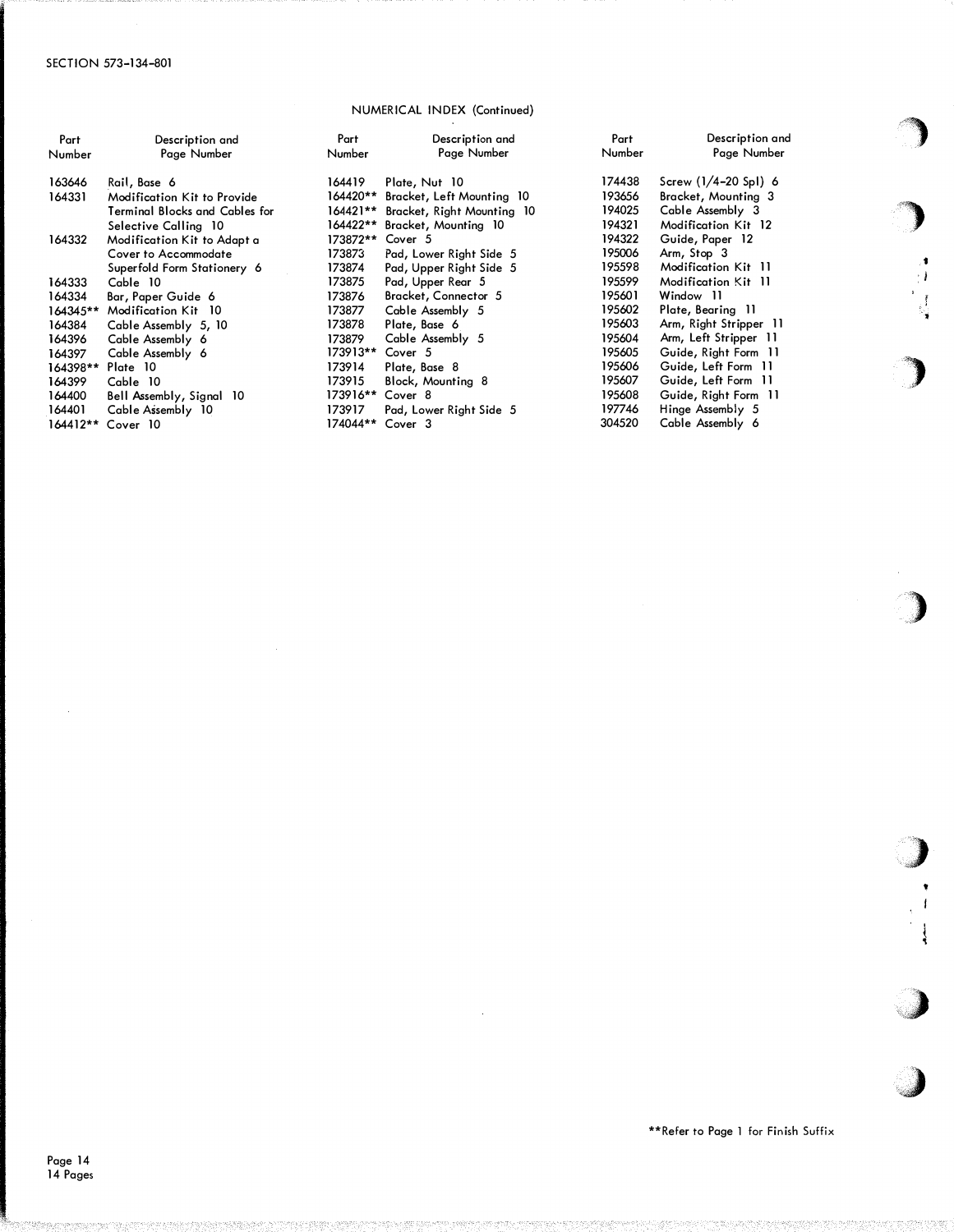NUMERICAL INDEX (Continued)

| Part Number | Description and Page Number |
|---|---|
| 163646 | Rail, Base 6 |
| 164331 | Modification Kit to Provide Terminal Blocks and Cables for Selective Calling 10 |
| 164332 | Modification Kit to Adapt a Cover to Accommodate Superfold Form Stationery 6 |
| 164333 | Cable 10 |
| 164334 | Bar, Paper Guide 6 |
| 164345** | Modification Kit 10 |
| 164384 | Cable Assembly 5, 10 |
| 164396 | Cable Assembly 6 |
| 164397 | Cable Assembly 6 |
| 164398** | Plate 10 |
| 164399 | Cable 10 |
| 164400 | Bell Assembly, Signal 10 |
| 164401 | Cable Assembly 10 |
| 164412** | Cover 10 |
| 164419 | Plate, Nut 10 |
| 164420** | Bracket, Left Mounting 10 |
| 164421** | Bracket, Right Mounting 10 |
| 164422** | Bracket, Mounting 10 |
| 173872** | Cover 5 |
| 173873 | Pad, Lower Right Side 5 |
| 173874 | Pad, Upper Right Side 5 |
| 173875 | Pad, Upper Rear 5 |
| 173876 | Bracket, Connector 5 |
| 173877 | Cable Assembly 5 |
| 173878 | Plate, Base 6 |
| 173879 | Cable Assembly 5 |
| 173913** | Cover 5 |
| 173914 | Plate, Base 8 |
| 173915 | Block, Mounting 8 |
| 173916** | Cover 8 |
| 173917 | Pad, Lower Right Side 5 |
| 174044** | Cover 3 |
| 174438 | Screw (1/4-20 Spl) 6 |
| 193656 | Bracket, Mounting 3 |
| 194025 | Cable Assembly 3 |
| 194321 | Modification Kit 12 |
| 194322 | Guide, Paper 12 |
| 195006 | Arm, Stop 3 |
| 195598 | Modification Kit 11 |
| 195599 | Modification Kit 11 |
| 195601 | Window 11 |
| 195602 | Plate, Bearing 11 |
| 195603 | Arm, Right Stripper 11 |
| 195604 | Arm, Left Stripper 11 |
| 195605 | Guide, Right Form 11 |
| 195606 | Guide, Left Form 11 |
| 195607 | Guide, Left Form 11 |
| 195608 | Guide, Right Form 11 |
| 197746 | Hinge Assembly 5 |
| 304520 | Cable Assembly 6 |

**Refer to Page 1 for Finish Suffix